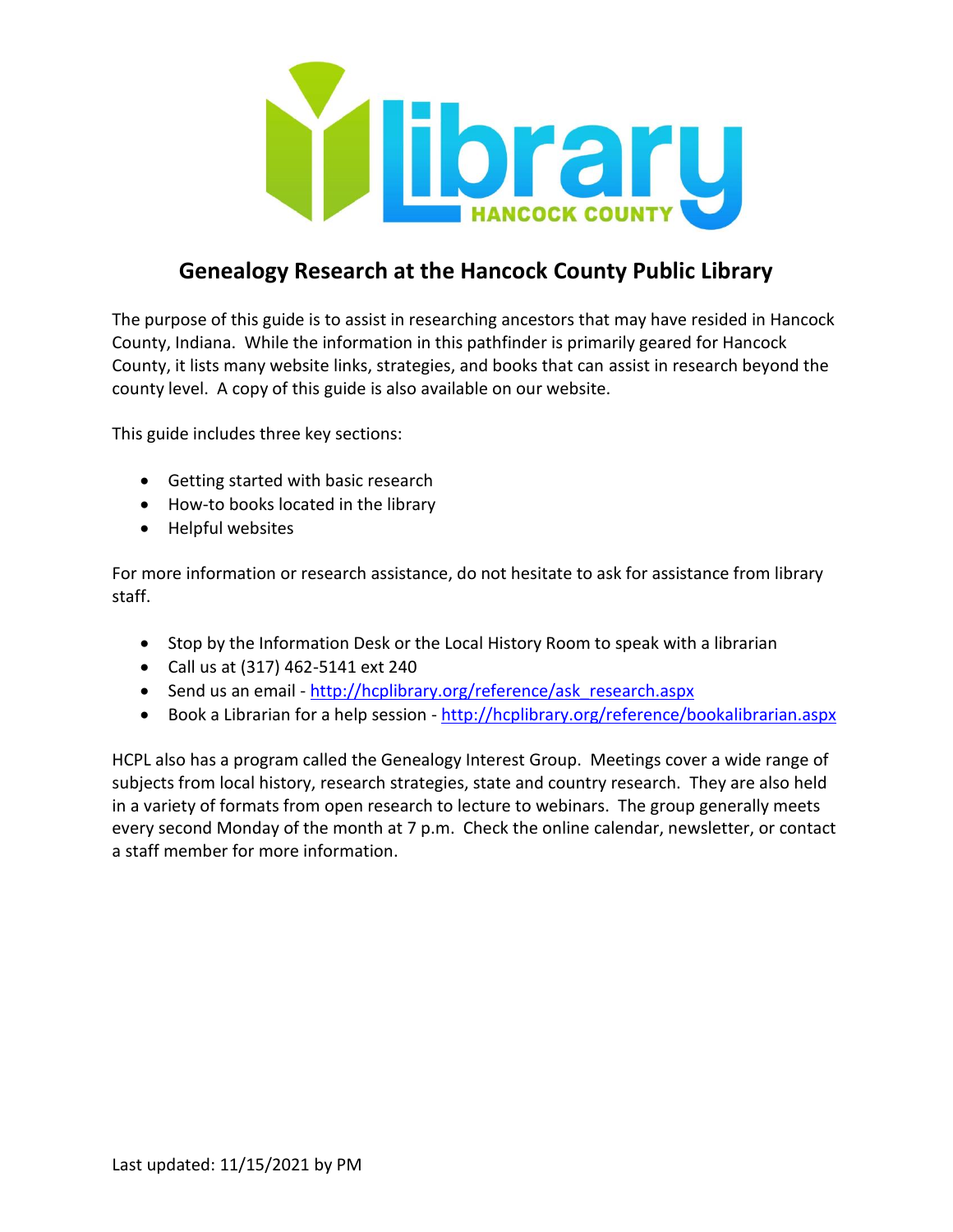# Genealogy Research at the Hancock County Public Library

The purpose of this guide is to assist in researching ancestors that may have resided in Hancock County, Indiana. While the information in this pathfinder is primarily geared for Hancock County, it lists many website links, strategies, and books that can assist in research beyond the county level. A copy of this guide is also available on our website.

This guide includes three key sections:

- Getting started with basic research
- How-to books located in the library
- Helpful websites

For more information or research assistance, do not hesitate to ask for assistance from library staff.

- Stop by the Information Desk or the Local History Room to speak with a librarian
- Call us at (317) 462-5141 ext 240
- Send us an email - [http://hcplibrary.org/reference/ask_research.aspx](http://hcplibrary.org/reference/ask_research.aspx)
- Book a Librarian for a help session - [http://hcplibrary.org/reference/bookalibrarian.aspx](http://hcplibrary.org/reference/bookalibrarian.aspx)

HCPL also has a program called the Genealogy Interest Group. Meetings cover a wide range of subjects from local history, research strategies, state and country research. They are also held in a variety of formats from open research to lecture to webinars. The group generally meets every second Monday of the month at 7 p.m. Check the online calendar, newsletter, or contact a staff member for more information.

Last updated: 11/15/2021 by PM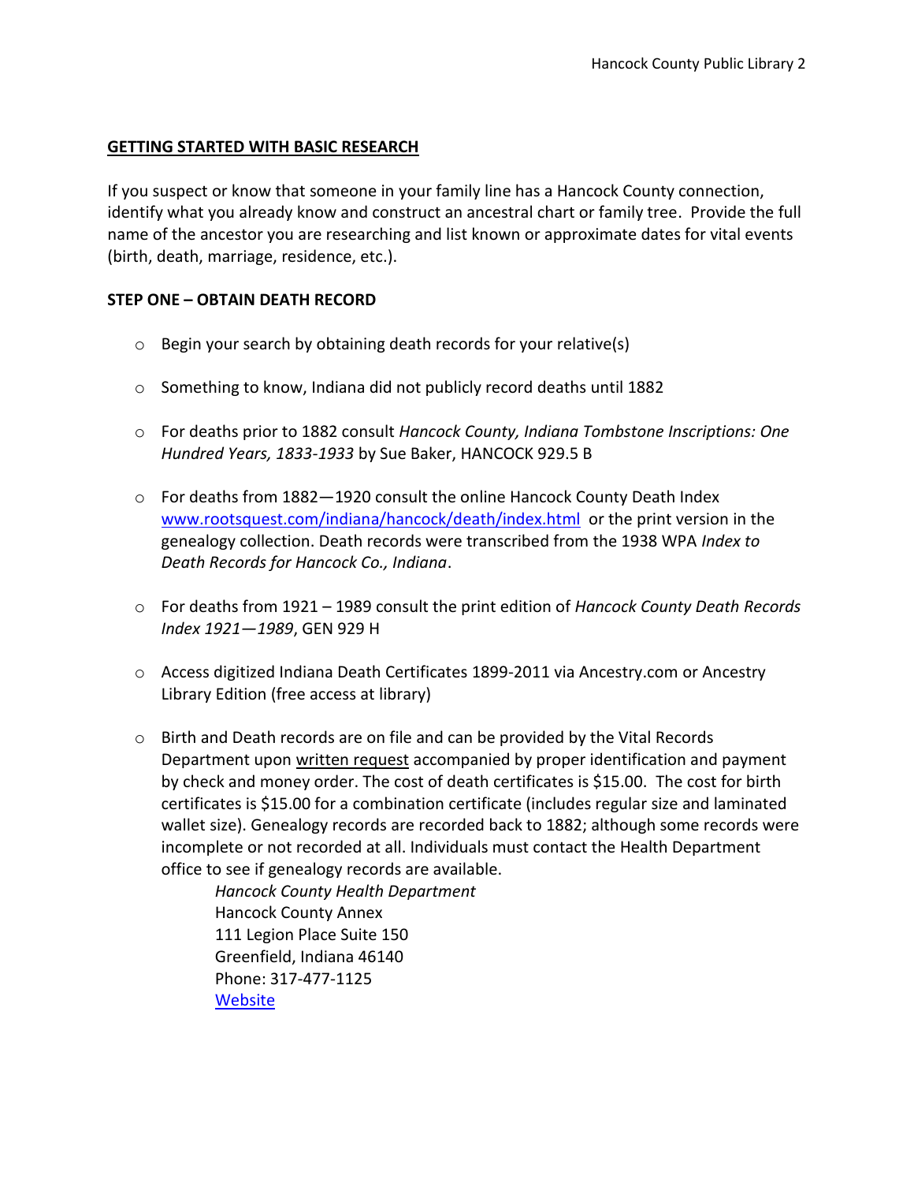## GETTING STARTED WITH BASIC RESEARCH

If you suspect or know that someone in your family line has a Hancock County connection, identify what you already know and construct an ancestral chart or family tree. Provide the full name of the ancestor you are researching and list known or approximate dates for vital events (birth, death, marriage, residence, etc.).

### STEP ONE – OBTAIN DEATH RECORD

- Begin your search by obtaining death records for your relative(s)
- Something to know, Indiana did not publicly record deaths until 1882
- For deaths prior to 1882 consult *Hancock County, Indiana Tombstone Inscriptions: One Hundred Years, 1833-1933* by Sue Baker, HANCOCK 929.5 B
- For deaths from 1882—1920 consult the online Hancock County Death Index [www.rootsquest.com/indiana/hancock/death/index.html](www.rootsquest.com/indiana/hancock/death/index.html) or the print version in the genealogy collection. Death records were transcribed from the 1938 WPA *Index to Death Records for Hancock Co., Indiana*.
- For deaths from 1921 – 1989 consult the print edition of *Hancock County Death Records Index 1921—1989*, GEN 929 H
- Access digitized Indiana Death Certificates 1899-2011 via Ancestry.com or Ancestry Library Edition (free access at library)
- Birth and Death records are on file and can be provided by the Vital Records Department upon written request accompanied by proper identification and payment by check and money order. The cost of death certificates is $15.00. The cost for birth certificates is $15.00 for a combination certificate (includes regular size and laminated wallet size). Genealogy records are recorded back to 1882; although some records were incomplete or not recorded at all. Individuals must contact the Health Department office to see if genealogy records are available.

  *Hancock County Health Department*
  Hancock County Annex
  111 Legion Place Suite 150
  Greenfield, Indiana 46140
  Phone: 317-477-1125
  Website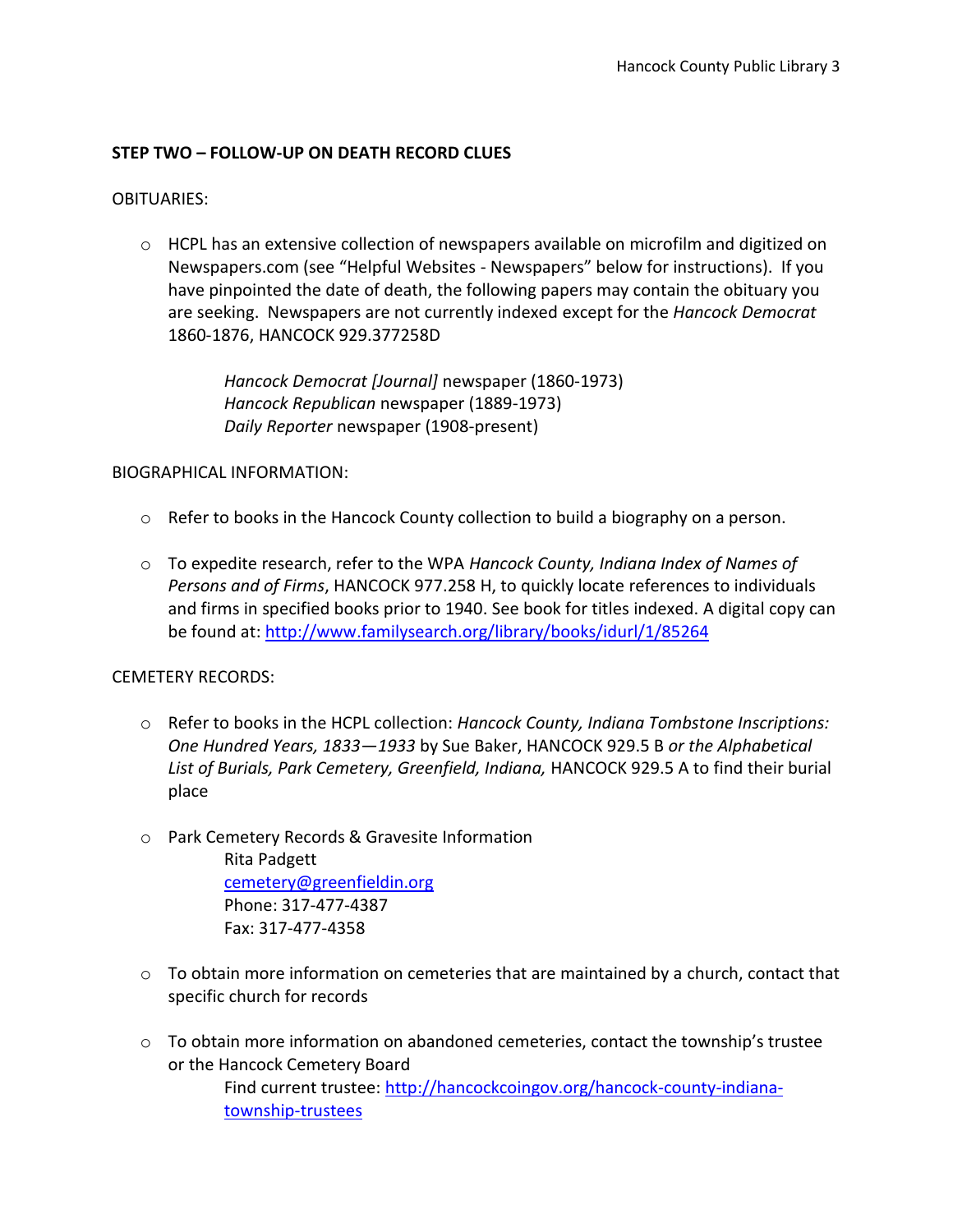**STEP TWO – FOLLOW-UP ON DEATH RECORD CLUES**

OBITUARIES:

- HCPL has an extensive collection of newspapers available on microfilm and digitized on Newspapers.com (see "Helpful Websites - Newspapers" below for instructions). If you have pinpointed the date of death, the following papers may contain the obituary you are seeking. Newspapers are not currently indexed except for the *Hancock Democrat* 1860-1876, HANCOCK 929.377258D

  *Hancock Democrat [Journal]* newspaper (1860-1973)
  *Hancock Republican* newspaper (1889-1973)
  *Daily Reporter* newspaper (1908-present)

BIOGRAPHICAL INFORMATION:

- Refer to books in the Hancock County collection to build a biography on a person.

- To expedite research, refer to the WPA *Hancock County, Indiana Index of Names of Persons and of Firms*, HANCOCK 977.258 H, to quickly locate references to individuals and firms in specified books prior to 1940. See book for titles indexed. A digital copy can be found at: http://www.familysearch.org/library/books/idurl/1/85264

CEMETERY RECORDS:

- Refer to books in the HCPL collection: *Hancock County, Indiana Tombstone Inscriptions: One Hundred Years, 1833—1933* by Sue Baker, HANCOCK 929.5 B *or the Alphabetical List of Burials, Park Cemetery, Greenfield, Indiana,* HANCOCK 929.5 A to find their burial place

- Park Cemetery Records & Gravesite Information
  Rita Padgett
  cemetery@greenfieldin.org
  Phone: 317-477-4387
  Fax: 317-477-4358

- To obtain more information on cemeteries that are maintained by a church, contact that specific church for records

- To obtain more information on abandoned cemeteries, contact the township's trustee or the Hancock Cemetery Board
  Find current trustee: http://hancockcoingov.org/hancock-county-indiana-township-trustees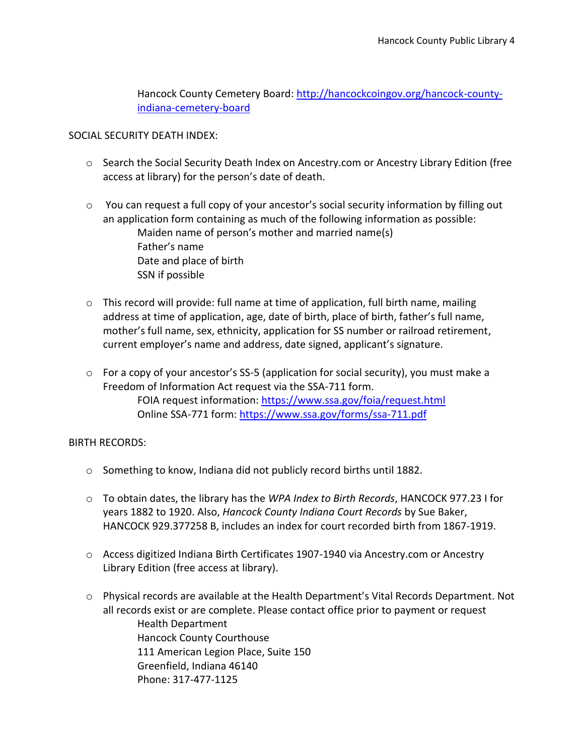Hancock County Cemetery Board: [http://hancockcoingov.org/hancock-county-indiana-cemetery-board](http://hancockcoingov.org/hancock-county-indiana-cemetery-board)

SOCIAL SECURITY DEATH INDEX:

- Search the Social Security Death Index on Ancestry.com or Ancestry Library Edition (free access at library) for the person's date of death.

- You can request a full copy of your ancestor's social security information by filling out an application form containing as much of the following information as possible:
  
  Maiden name of person's mother and married name(s)  
  Father's name  
  Date and place of birth  
  SSN if possible

- This record will provide: full name at time of application, full birth name, mailing address at time of application, age, date of birth, place of birth, father's full name, mother's full name, sex, ethnicity, application for SS number or railroad retirement, current employer's name and address, date signed, applicant's signature.

- For a copy of your ancestor's SS-5 (application for social security), you must make a Freedom of Information Act request via the SSA-711 form.
  
  FOIA request information: [https://www.ssa.gov/foia/request.html](https://www.ssa.gov/foia/request.html)  
  Online SSA-771 form: [https://www.ssa.gov/forms/ssa-711.pdf](https://www.ssa.gov/forms/ssa-711.pdf)

BIRTH RECORDS:

- Something to know, Indiana did not publicly record births until 1882.

- To obtain dates, the library has the *WPA Index to Birth Records*, HANCOCK 977.23 I for years 1882 to 1920. Also, *Hancock County Indiana Court Records* by Sue Baker, HANCOCK 929.377258 B, includes an index for court recorded birth from 1867-1919.

- Access digitized Indiana Birth Certificates 1907-1940 via Ancestry.com or Ancestry Library Edition (free access at library).

- Physical records are available at the Health Department's Vital Records Department. Not all records exist or are complete. Please contact office prior to payment or request
  
  Health Department  
  Hancock County Courthouse  
  111 American Legion Place, Suite 150  
  Greenfield, Indiana 46140  
  Phone: 317-477-1125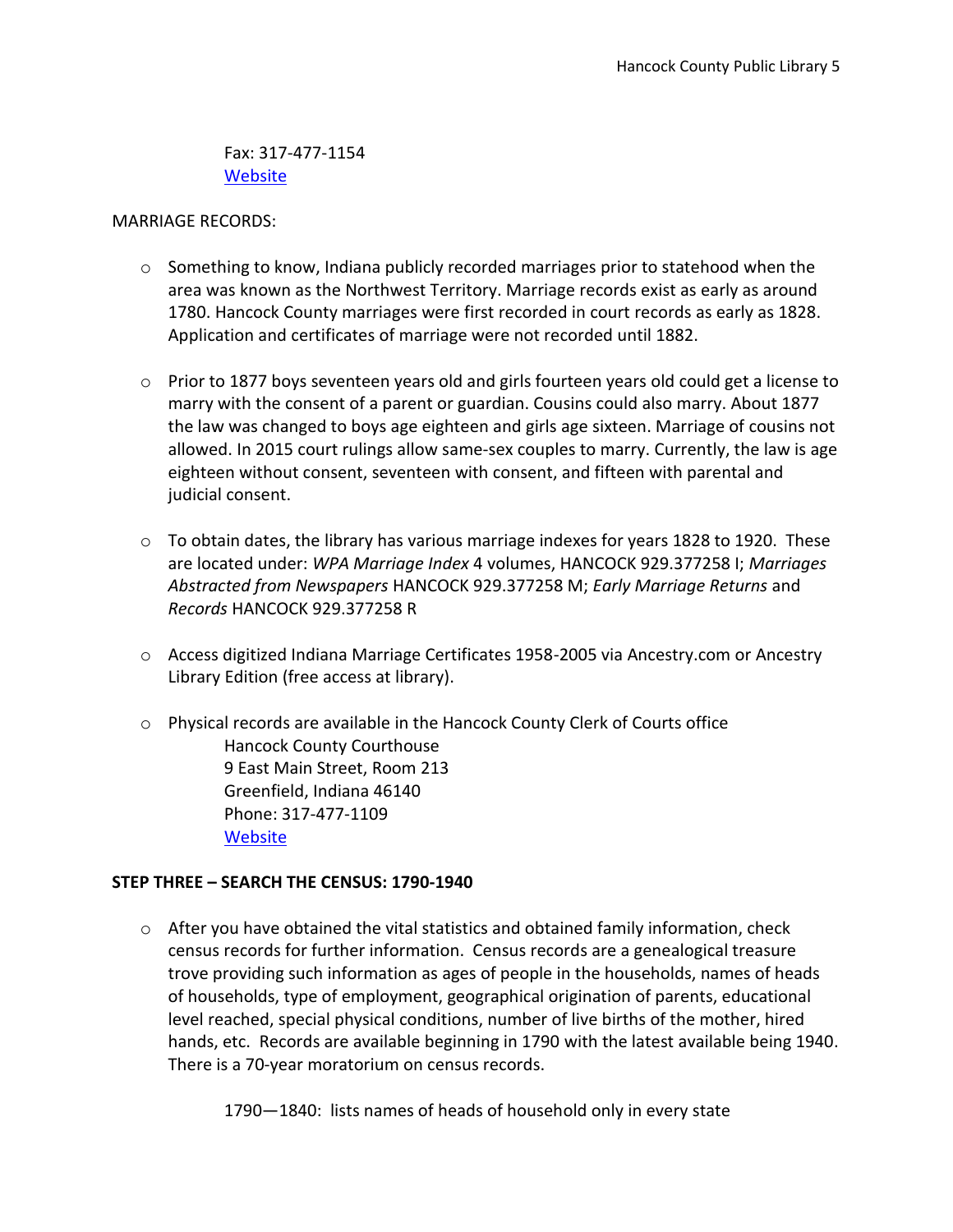Fax: 317-477-1154
Website

MARRIAGE RECORDS:

- Something to know, Indiana publicly recorded marriages prior to statehood when the area was known as the Northwest Territory. Marriage records exist as early as around 1780. Hancock County marriages were first recorded in court records as early as 1828. Application and certificates of marriage were not recorded until 1882.

- Prior to 1877 boys seventeen years old and girls fourteen years old could get a license to marry with the consent of a parent or guardian. Cousins could also marry. About 1877 the law was changed to boys age eighteen and girls age sixteen. Marriage of cousins not allowed. In 2015 court rulings allow same-sex couples to marry. Currently, the law is age eighteen without consent, seventeen with consent, and fifteen with parental and judicial consent.

- To obtain dates, the library has various marriage indexes for years 1828 to 1920. These are located under: *WPA Marriage Index* 4 volumes, HANCOCK 929.377258 I; *Marriages Abstracted from Newspapers* HANCOCK 929.377258 M; *Early Marriage Returns* and *Records* HANCOCK 929.377258 R

- Access digitized Indiana Marriage Certificates 1958-2005 via Ancestry.com or Ancestry Library Edition (free access at library).

- Physical records are available in the Hancock County Clerk of Courts office
  Hancock County Courthouse
  9 East Main Street, Room 213
  Greenfield, Indiana 46140
  Phone: 317-477-1109
  Website

**STEP THREE – SEARCH THE CENSUS: 1790-1940**

- After you have obtained the vital statistics and obtained family information, check census records for further information. Census records are a genealogical treasure trove providing such information as ages of people in the households, names of heads of households, type of employment, geographical origination of parents, educational level reached, special physical conditions, number of live births of the mother, hired hands, etc. Records are available beginning in 1790 with the latest available being 1940. There is a 70-year moratorium on census records.

  1790—1840: lists names of heads of household only in every state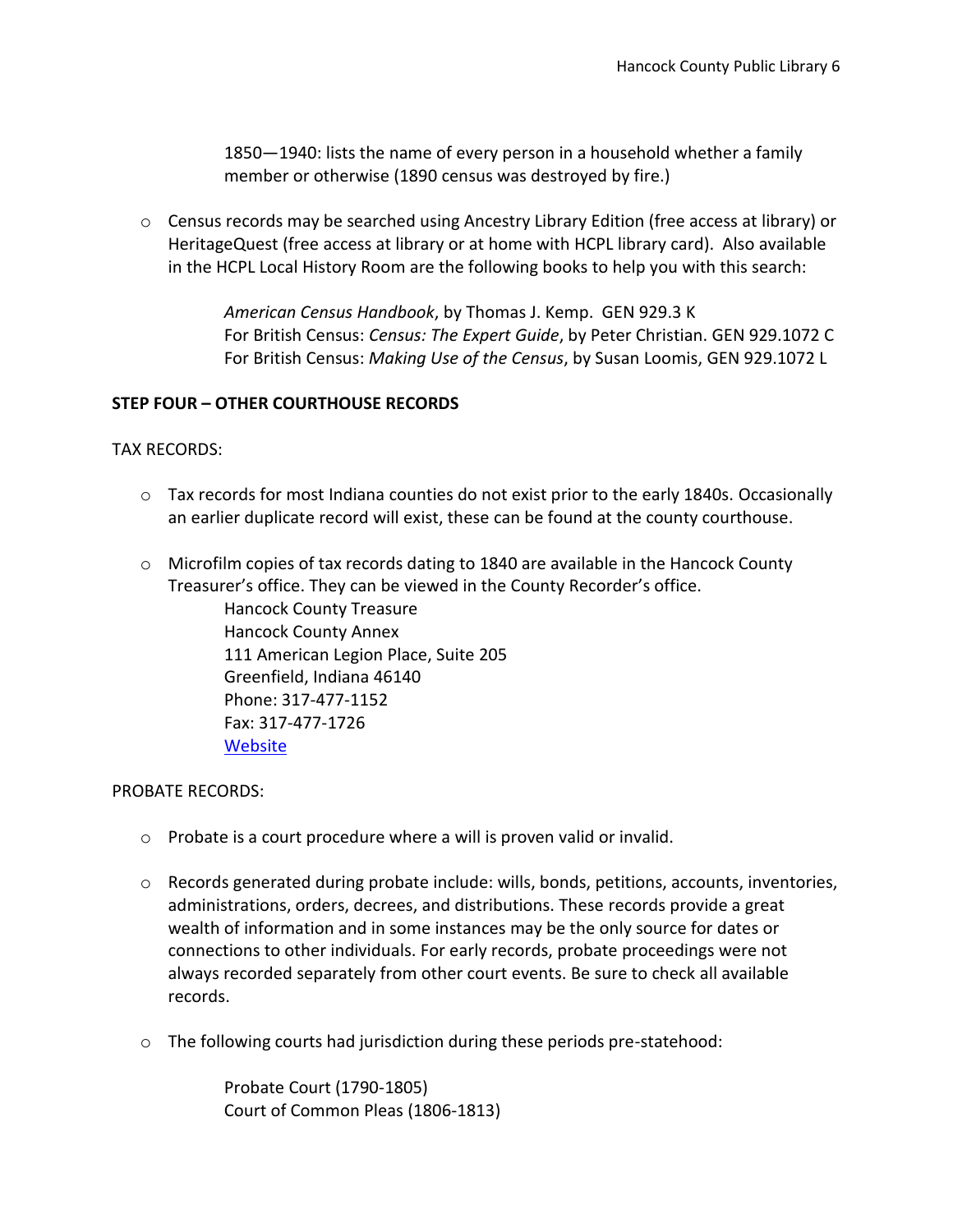1850—1940: lists the name of every person in a household whether a family member or otherwise (1890 census was destroyed by fire.)

- Census records may be searched using Ancestry Library Edition (free access at library) or HeritageQuest (free access at library or at home with HCPL library card). Also available in the HCPL Local History Room are the following books to help you with this search:

  *American Census Handbook*, by Thomas J. Kemp. GEN 929.3 K
  For British Census: *Census: The Expert Guide*, by Peter Christian. GEN 929.1072 C
  For British Census: *Making Use of the Census*, by Susan Loomis, GEN 929.1072 L

**STEP FOUR – OTHER COURTHOUSE RECORDS**

TAX RECORDS:

- Tax records for most Indiana counties do not exist prior to the early 1840s. Occasionally an earlier duplicate record will exist, these can be found at the county courthouse.

- Microfilm copies of tax records dating to 1840 are available in the Hancock County Treasurer's office. They can be viewed in the County Recorder's office.
  Hancock County Treasure
  Hancock County Annex
  111 American Legion Place, Suite 205
  Greenfield, Indiana 46140
  Phone: 317-477-1152
  Fax: 317-477-1726
  Website

PROBATE RECORDS:

- Probate is a court procedure where a will is proven valid or invalid.

- Records generated during probate include: wills, bonds, petitions, accounts, inventories, administrations, orders, decrees, and distributions. These records provide a great wealth of information and in some instances may be the only source for dates or connections to other individuals. For early records, probate proceedings were not always recorded separately from other court events. Be sure to check all available records.

- The following courts had jurisdiction during these periods pre-statehood:

  Probate Court (1790-1805)
  Court of Common Pleas (1806-1813)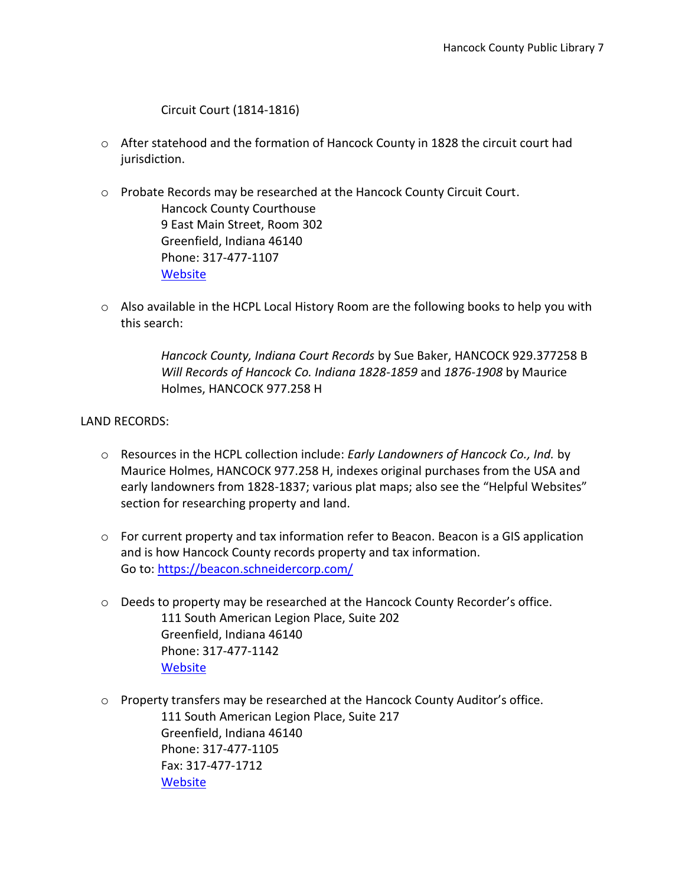Circuit Court (1814-1816)

- After statehood and the formation of Hancock County in 1828 the circuit court had jurisdiction.

- Probate Records may be researched at the Hancock County Circuit Court.
  Hancock County Courthouse
  9 East Main Street, Room 302
  Greenfield, Indiana 46140
  Phone: 317-477-1107
  Website

- Also available in the HCPL Local History Room are the following books to help you with this search:

  *Hancock County, Indiana Court Records* by Sue Baker, HANCOCK 929.377258 B
  *Will Records of Hancock Co. Indiana 1828-1859* and *1876-1908* by Maurice Holmes, HANCOCK 977.258 H

LAND RECORDS:

- Resources in the HCPL collection include: *Early Landowners of Hancock Co., Ind.* by Maurice Holmes, HANCOCK 977.258 H, indexes original purchases from the USA and early landowners from 1828-1837; various plat maps; also see the "Helpful Websites" section for researching property and land.

- For current property and tax information refer to Beacon. Beacon is a GIS application and is how Hancock County records property and tax information.
  Go to: https://beacon.schneidercorp.com/

- Deeds to property may be researched at the Hancock County Recorder's office.
  111 South American Legion Place, Suite 202
  Greenfield, Indiana 46140
  Phone: 317-477-1142
  Website

- Property transfers may be researched at the Hancock County Auditor's office.
  111 South American Legion Place, Suite 217
  Greenfield, Indiana 46140
  Phone: 317-477-1105
  Fax: 317-477-1712
  Website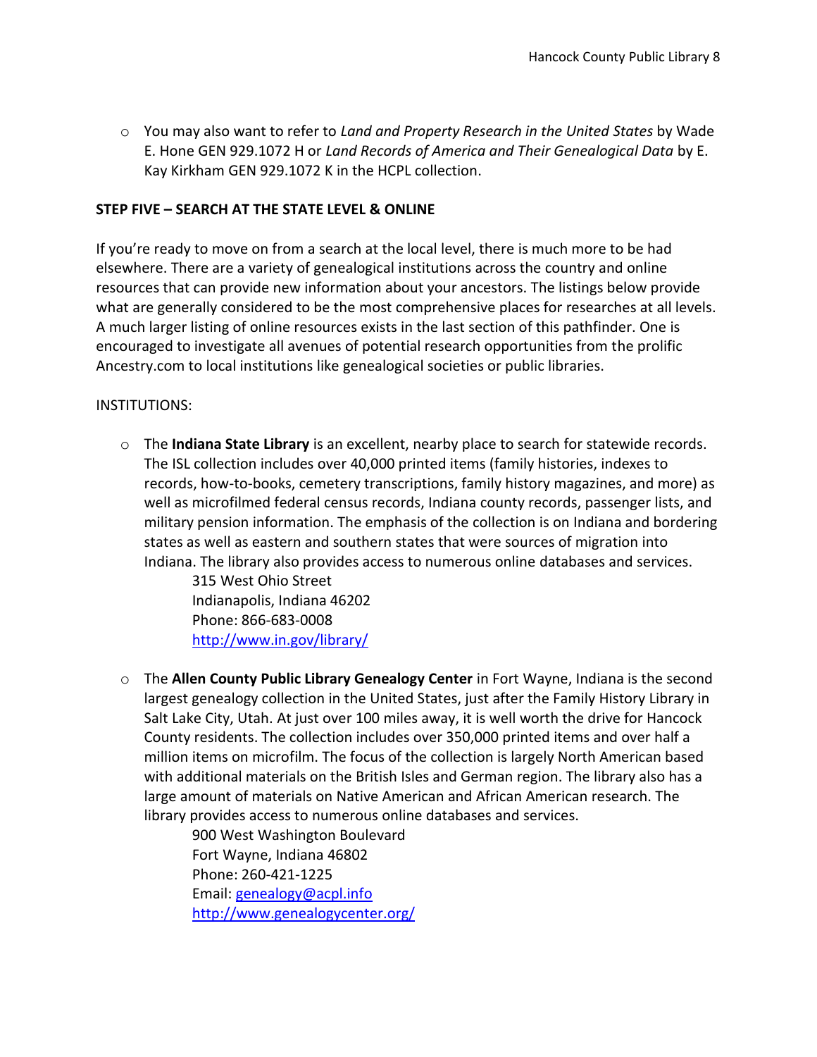- You may also want to refer to *Land and Property Research in the United States* by Wade E. Hone GEN 929.1072 H or *Land Records of America and Their Genealogical Data* by E. Kay Kirkham GEN 929.1072 K in the HCPL collection.

**STEP FIVE – SEARCH AT THE STATE LEVEL & ONLINE**

If you're ready to move on from a search at the local level, there is much more to be had elsewhere. There are a variety of genealogical institutions across the country and online resources that can provide new information about your ancestors. The listings below provide what are generally considered to be the most comprehensive places for researches at all levels. A much larger listing of online resources exists in the last section of this pathfinder. One is encouraged to investigate all avenues of potential research opportunities from the prolific Ancestry.com to local institutions like genealogical societies or public libraries.

INSTITUTIONS:

- The **Indiana State Library** is an excellent, nearby place to search for statewide records. The ISL collection includes over 40,000 printed items (family histories, indexes to records, how-to-books, cemetery transcriptions, family history magazines, and more) as well as microfilmed federal census records, Indiana county records, passenger lists, and military pension information. The emphasis of the collection is on Indiana and bordering states as well as eastern and southern states that were sources of migration into Indiana. The library also provides access to numerous online databases and services.
  
  315 West Ohio Street  
  Indianapolis, Indiana 46202  
  Phone: 866-683-0008  
  http://www.in.gov/library/

- The **Allen County Public Library Genealogy Center** in Fort Wayne, Indiana is the second largest genealogy collection in the United States, just after the Family History Library in Salt Lake City, Utah. At just over 100 miles away, it is well worth the drive for Hancock County residents. The collection includes over 350,000 printed items and over half a million items on microfilm. The focus of the collection is largely North American based with additional materials on the British Isles and German region. The library also has a large amount of materials on Native American and African American research. The library provides access to numerous online databases and services.
  
  900 West Washington Boulevard  
  Fort Wayne, Indiana 46802  
  Phone: 260-421-1225  
  Email: genealogy@acpl.info  
  http://www.genealogycenter.org/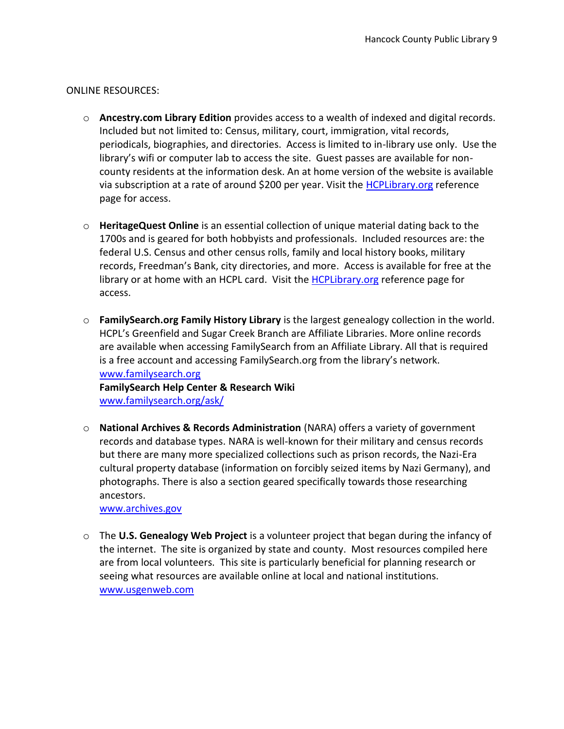ONLINE RESOURCES:

- **Ancestry.com Library Edition** provides access to a wealth of indexed and digital records. Included but not limited to: Census, military, court, immigration, vital records, periodicals, biographies, and directories. Access is limited to in-library use only. Use the library's wifi or computer lab to access the site. Guest passes are available for non-county residents at the information desk. An at home version of the website is available via subscription at a rate of around $200 per year. Visit the HCPLibrary.org reference page for access.

- **HeritageQuest Online** is an essential collection of unique material dating back to the 1700s and is geared for both hobbyists and professionals. Included resources are: the federal U.S. Census and other census rolls, family and local history books, military records, Freedman's Bank, city directories, and more. Access is available for free at the library or at home with an HCPL card. Visit the HCPLibrary.org reference page for access.

- **FamilySearch.org Family History Library** is the largest genealogy collection in the world. HCPL's Greenfield and Sugar Creek Branch are Affiliate Libraries. More online records are available when accessing FamilySearch from an Affiliate Library. All that is required is a free account and accessing FamilySearch.org from the library's network.
  www.familysearch.org
  **FamilySearch Help Center & Research Wiki**
  www.familysearch.org/ask/

- **National Archives & Records Administration** (NARA) offers a variety of government records and database types. NARA is well-known for their military and census records but there are many more specialized collections such as prison records, the Nazi-Era cultural property database (information on forcibly seized items by Nazi Germany), and photographs. There is also a section geared specifically towards those researching ancestors.
  www.archives.gov

- The **U.S. Genealogy Web Project** is a volunteer project that began during the infancy of the internet. The site is organized by state and county. Most resources compiled here are from local volunteers. This site is particularly beneficial for planning research or seeing what resources are available online at local and national institutions.
  www.usgenweb.com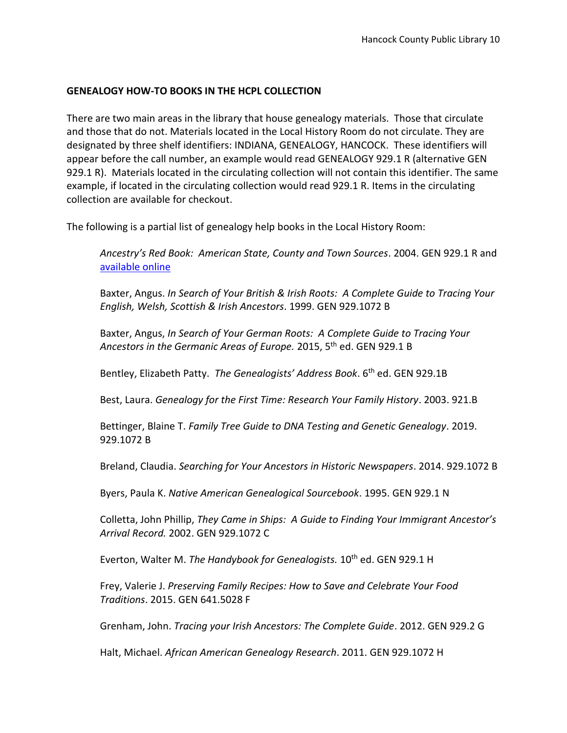**GENEALOGY HOW-TO BOOKS IN THE HCPL COLLECTION**

There are two main areas in the library that house genealogy materials. Those that circulate and those that do not. Materials located in the Local History Room do not circulate. They are designated by three shelf identifiers: INDIANA, GENEALOGY, HANCOCK. These identifiers will appear before the call number, an example would read GENEALOGY 929.1 R (alternative GEN 929.1 R). Materials located in the circulating collection will not contain this identifier. The same example, if located in the circulating collection would read 929.1 R. Items in the circulating collection are available for checkout.

The following is a partial list of genealogy help books in the Local History Room:

> *Ancestry's Red Book: American State, County and Town Sources*. 2004. GEN 929.1 R and available online
>
> Baxter, Angus. *In Search of Your British & Irish Roots: A Complete Guide to Tracing Your English, Welsh, Scottish & Irish Ancestors*. 1999. GEN 929.1072 B
>
> Baxter, Angus, *In Search of Your German Roots: A Complete Guide to Tracing Your Ancestors in the Germanic Areas of Europe.* 2015, 5th ed. GEN 929.1 B
>
> Bentley, Elizabeth Patty. *The Genealogists' Address Book*. 6th ed. GEN 929.1B
>
> Best, Laura. *Genealogy for the First Time: Research Your Family History*. 2003. 921.B
>
> Bettinger, Blaine T. *Family Tree Guide to DNA Testing and Genetic Genealogy*. 2019. 929.1072 B
>
> Breland, Claudia. *Searching for Your Ancestors in Historic Newspapers*. 2014. 929.1072 B
>
> Byers, Paula K. *Native American Genealogical Sourcebook*. 1995. GEN 929.1 N
>
> Colletta, John Phillip, *They Came in Ships: A Guide to Finding Your Immigrant Ancestor's Arrival Record.* 2002. GEN 929.1072 C
>
> Everton, Walter M. *The Handybook for Genealogists.* 10th ed. GEN 929.1 H
>
> Frey, Valerie J. *Preserving Family Recipes: How to Save and Celebrate Your Food Traditions*. 2015. GEN 641.5028 F
>
> Grenham, John. *Tracing your Irish Ancestors: The Complete Guide*. 2012. GEN 929.2 G
>
> Halt, Michael. *African American Genealogy Research*. 2011. GEN 929.1072 H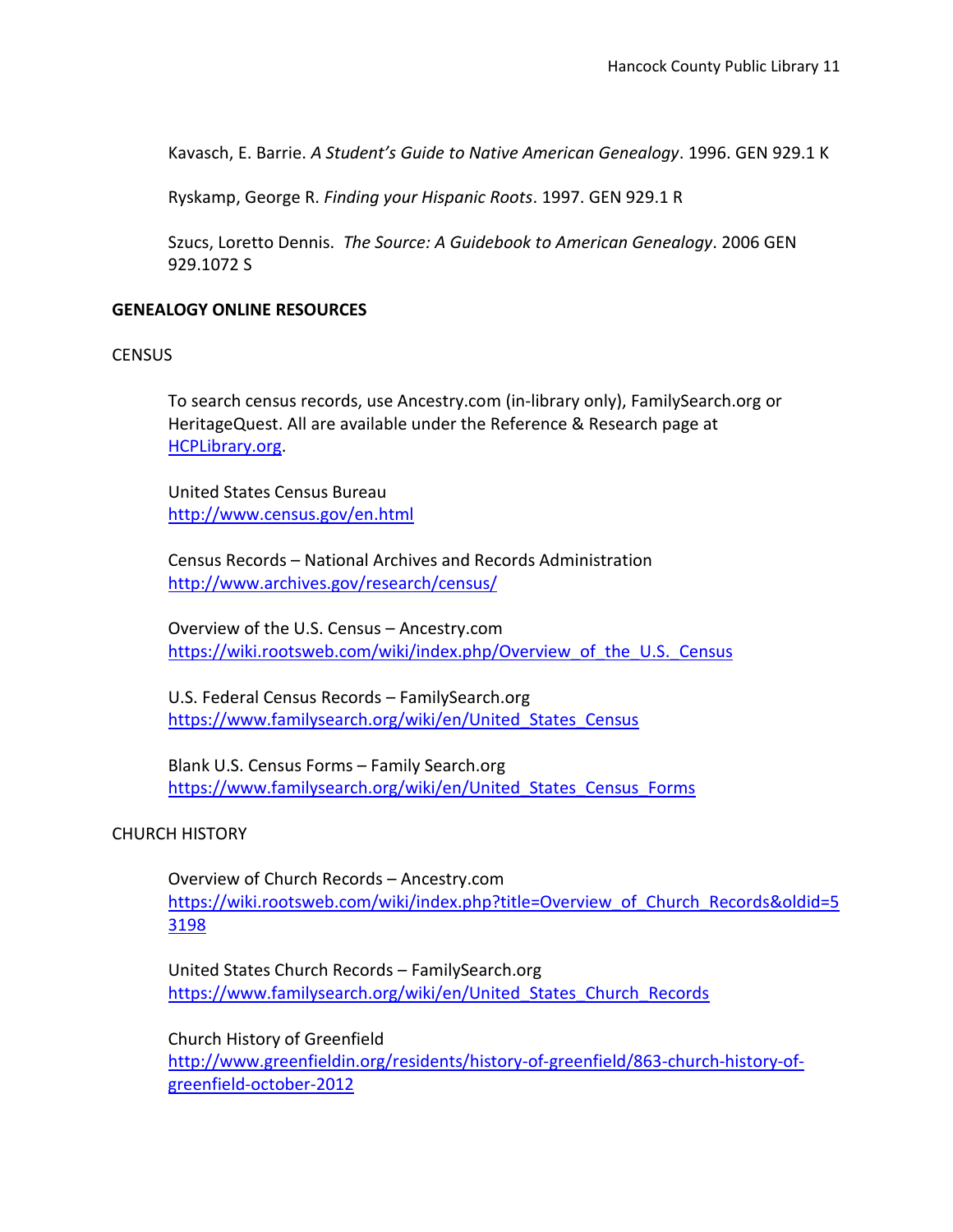Kavasch, E. Barrie. *A Student's Guide to Native American Genealogy*. 1996. GEN 929.1 K

Ryskamp, George R. *Finding your Hispanic Roots*. 1997. GEN 929.1 R

Szucs, Loretto Dennis. *The Source: A Guidebook to American Genealogy*. 2006 GEN 929.1072 S

**GENEALOGY ONLINE RESOURCES**

CENSUS

To search census records, use Ancestry.com (in-library only), FamilySearch.org or HeritageQuest. All are available under the Reference & Research page at [HCPLibrary.org](HCPLibrary.org).

United States Census Bureau
http://www.census.gov/en.html

Census Records – National Archives and Records Administration
http://www.archives.gov/research/census/

Overview of the U.S. Census – Ancestry.com
https://wiki.rootsweb.com/wiki/index.php/Overview_of_the_U.S._Census

U.S. Federal Census Records – FamilySearch.org
https://www.familysearch.org/wiki/en/United_States_Census

Blank U.S. Census Forms – Family Search.org
https://www.familysearch.org/wiki/en/United_States_Census_Forms

CHURCH HISTORY

Overview of Church Records – Ancestry.com
https://wiki.rootsweb.com/wiki/index.php?title=Overview_of_Church_Records&oldid=53198

United States Church Records – FamilySearch.org
https://www.familysearch.org/wiki/en/United_States_Church_Records

Church History of Greenfield
http://www.greenfieldin.org/residents/history-of-greenfield/863-church-history-of-greenfield-october-2012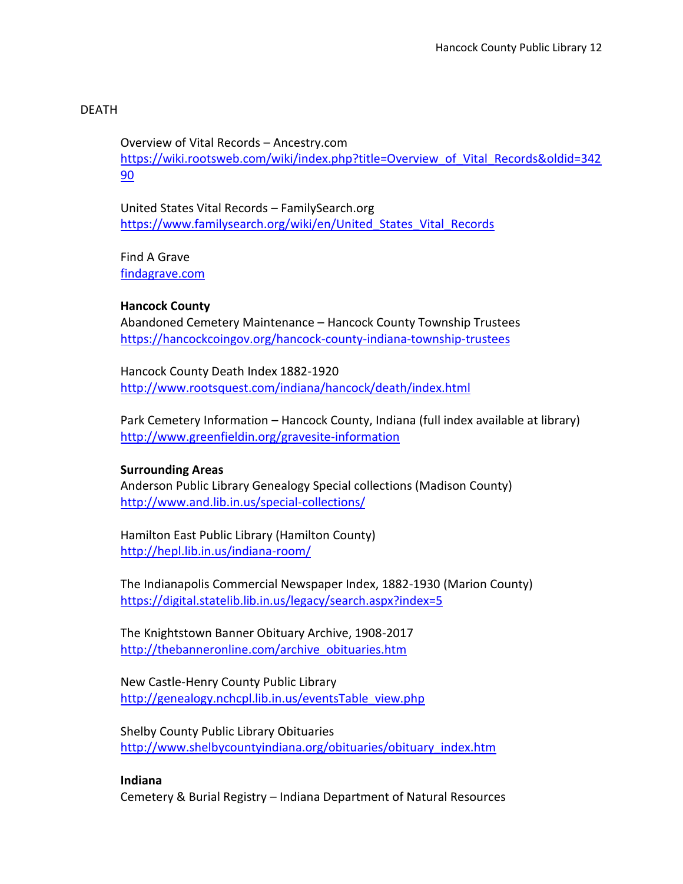## DEATH

Overview of Vital Records – Ancestry.com
https://wiki.rootsweb.com/wiki/index.php?title=Overview_of_Vital_Records&oldid=34290

United States Vital Records – FamilySearch.org
https://www.familysearch.org/wiki/en/United_States_Vital_Records

Find A Grave
findagrave.com

**Hancock County**

Abandoned Cemetery Maintenance – Hancock County Township Trustees
https://hancockcoingov.org/hancock-county-indiana-township-trustees

Hancock County Death Index 1882-1920
http://www.rootsquest.com/indiana/hancock/death/index.html

Park Cemetery Information – Hancock County, Indiana (full index available at library)
http://www.greenfieldin.org/gravesite-information

**Surrounding Areas**

Anderson Public Library Genealogy Special collections (Madison County)
http://www.and.lib.in.us/special-collections/

Hamilton East Public Library (Hamilton County)
http://hepl.lib.in.us/indiana-room/

The Indianapolis Commercial Newspaper Index, 1882-1930 (Marion County)
https://digital.statelib.lib.in.us/legacy/search.aspx?index=5

The Knightstown Banner Obituary Archive, 1908-2017
http://thebanneronline.com/archive_obituaries.htm

New Castle-Henry County Public Library
http://genealogy.nchcpl.lib.in.us/eventsTable_view.php

Shelby County Public Library Obituaries
http://www.shelbycountyindiana.org/obituaries/obituary_index.htm

**Indiana**

Cemetery & Burial Registry – Indiana Department of Natural Resources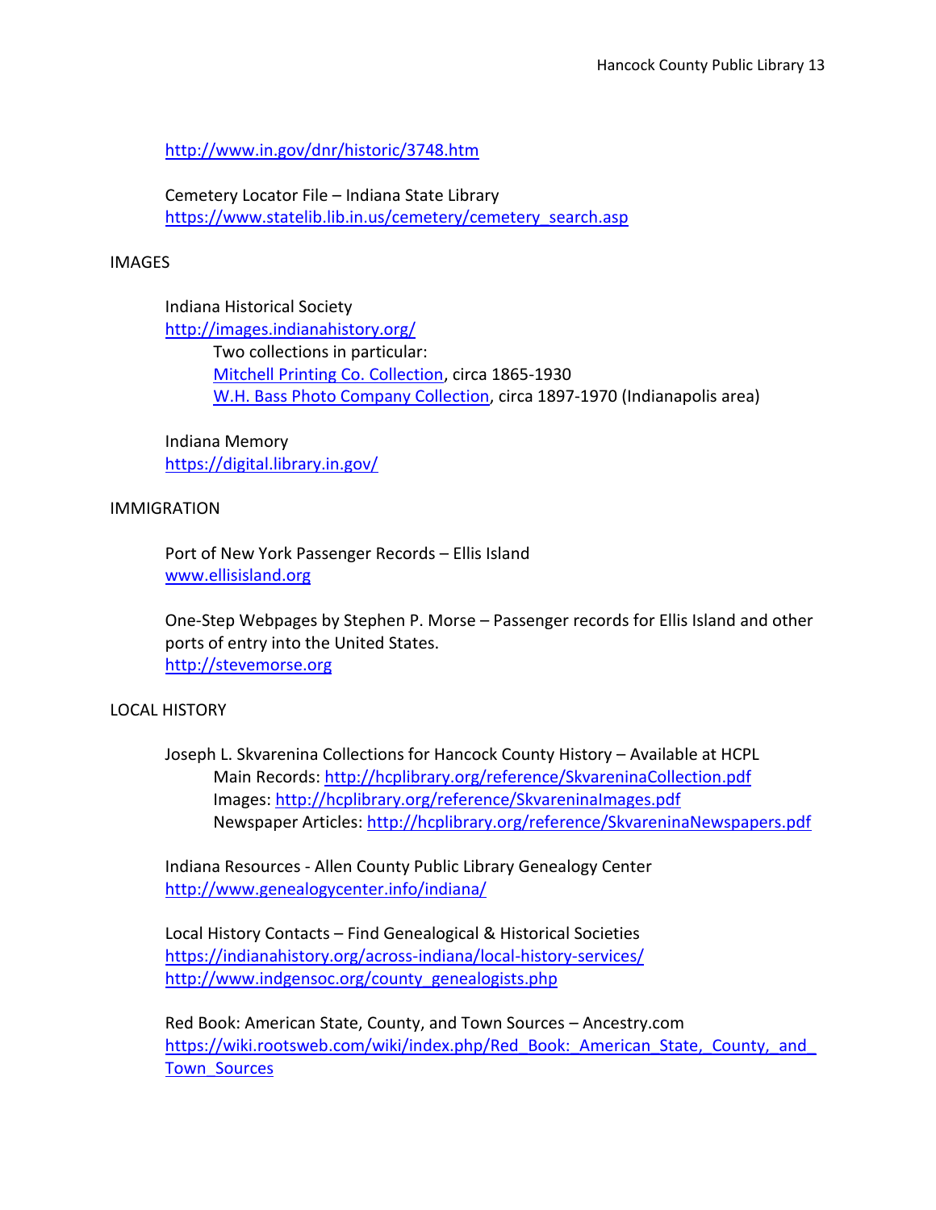http://www.in.gov/dnr/historic/3748.htm

Cemetery Locator File – Indiana State Library
https://www.statelib.lib.in.us/cemetery/cemetery_search.asp

## IMAGES

Indiana Historical Society
http://images.indianahistory.org/

Two collections in particular:
- Mitchell Printing Co. Collection, circa 1865-1930
- W.H. Bass Photo Company Collection, circa 1897-1970 (Indianapolis area)

Indiana Memory
https://digital.library.in.gov/

## IMMIGRATION

Port of New York Passenger Records – Ellis Island
www.ellisisland.org

One-Step Webpages by Stephen P. Morse – Passenger records for Ellis Island and other ports of entry into the United States.
http://stevemorse.org

## LOCAL HISTORY

Joseph L. Skvarenina Collections for Hancock County History – Available at HCPL
- Main Records: http://hcplibrary.org/reference/SkvareninaCollection.pdf
- Images: http://hcplibrary.org/reference/SkvareninaImages.pdf
- Newspaper Articles: http://hcplibrary.org/reference/SkvareninaNewspapers.pdf

Indiana Resources - Allen County Public Library Genealogy Center
http://www.genealogycenter.info/indiana/

Local History Contacts – Find Genealogical & Historical Societies
https://indianahistory.org/across-indiana/local-history-services/
http://www.indgensoc.org/county_genealogists.php

Red Book: American State, County, and Town Sources – Ancestry.com
https://wiki.rootsweb.com/wiki/index.php/Red_Book:_American_State,_County,_and_Town_Sources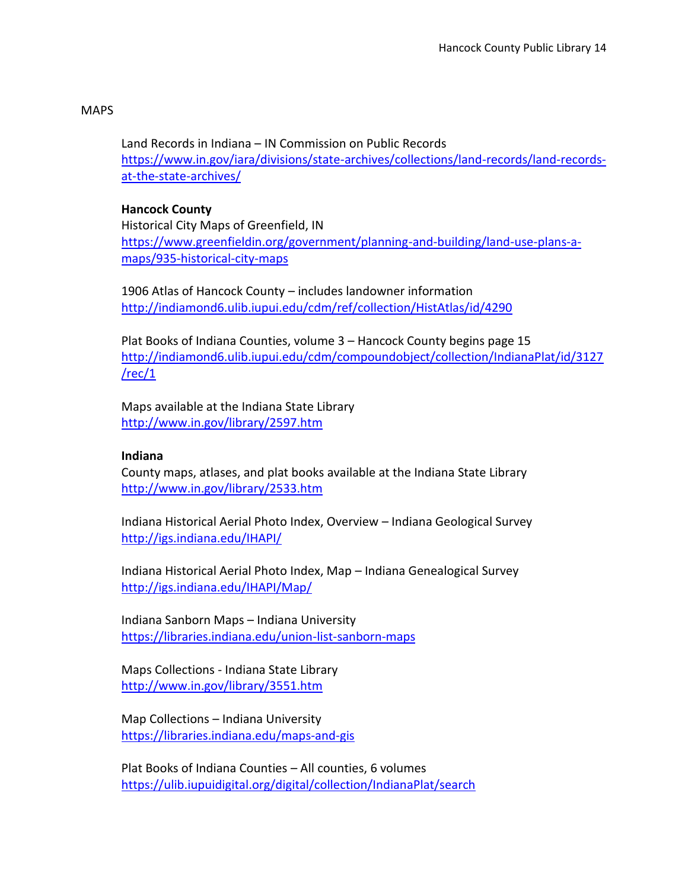MAPS

Land Records in Indiana – IN Commission on Public Records
https://www.in.gov/iara/divisions/state-archives/collections/land-records/land-records-at-the-state-archives/

**Hancock County**

Historical City Maps of Greenfield, IN
https://www.greenfieldin.org/government/planning-and-building/land-use-plans-a-maps/935-historical-city-maps

1906 Atlas of Hancock County – includes landowner information
http://indiamond6.ulib.iupui.edu/cdm/ref/collection/HistAtlas/id/4290

Plat Books of Indiana Counties, volume 3 – Hancock County begins page 15
http://indiamond6.ulib.iupui.edu/cdm/compoundobject/collection/IndianaPlat/id/3127/rec/1

Maps available at the Indiana State Library
http://www.in.gov/library/2597.htm

**Indiana**

County maps, atlases, and plat books available at the Indiana State Library
http://www.in.gov/library/2533.htm

Indiana Historical Aerial Photo Index, Overview – Indiana Geological Survey
http://igs.indiana.edu/IHAPI/

Indiana Historical Aerial Photo Index, Map – Indiana Genealogical Survey
http://igs.indiana.edu/IHAPI/Map/

Indiana Sanborn Maps – Indiana University
https://libraries.indiana.edu/union-list-sanborn-maps

Maps Collections - Indiana State Library
http://www.in.gov/library/3551.htm

Map Collections – Indiana University
https://libraries.indiana.edu/maps-and-gis

Plat Books of Indiana Counties – All counties, 6 volumes
https://ulib.iupuidigital.org/digital/collection/IndianaPlat/search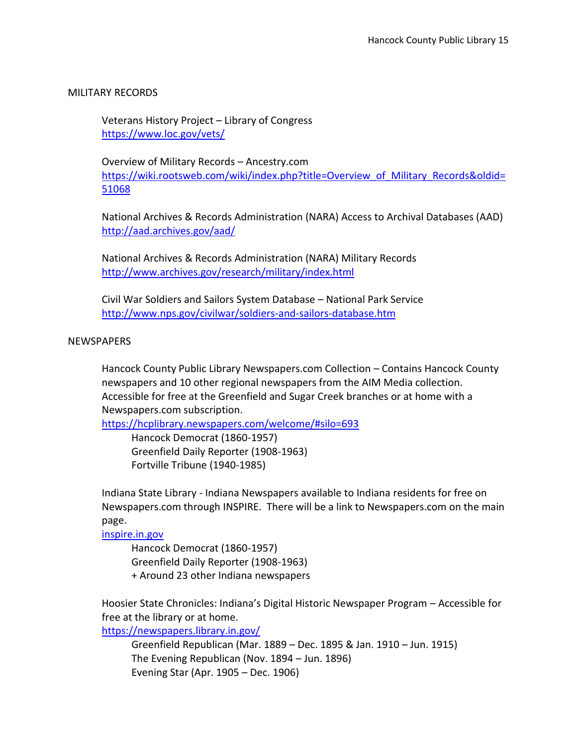## MILITARY RECORDS

Veterans History Project – Library of Congress
https://www.loc.gov/vets/

Overview of Military Records – Ancestry.com
https://wiki.rootsweb.com/wiki/index.php?title=Overview_of_Military_Records&oldid=51068

National Archives & Records Administration (NARA) Access to Archival Databases (AAD)
http://aad.archives.gov/aad/

National Archives & Records Administration (NARA) Military Records
http://www.archives.gov/research/military/index.html

Civil War Soldiers and Sailors System Database – National Park Service
http://www.nps.gov/civilwar/soldiers-and-sailors-database.htm

## NEWSPAPERS

Hancock County Public Library Newspapers.com Collection – Contains Hancock County newspapers and 10 other regional newspapers from the AIM Media collection. Accessible for free at the Greenfield and Sugar Creek branches or at home with a Newspapers.com subscription.
https://hcplibrary.newspapers.com/welcome/#silo=693

- Hancock Democrat (1860-1957)
- Greenfield Daily Reporter (1908-1963)
- Fortville Tribune (1940-1985)

Indiana State Library - Indiana Newspapers available to Indiana residents for free on Newspapers.com through INSPIRE. There will be a link to Newspapers.com on the main page.
inspire.in.gov

- Hancock Democrat (1860-1957)
- Greenfield Daily Reporter (1908-1963)
- + Around 23 other Indiana newspapers

Hoosier State Chronicles: Indiana's Digital Historic Newspaper Program – Accessible for free at the library or at home.
https://newspapers.library.in.gov/

- Greenfield Republican (Mar. 1889 – Dec. 1895 & Jan. 1910 – Jun. 1915)
- The Evening Republican (Nov. 1894 – Jun. 1896)
- Evening Star (Apr. 1905 – Dec. 1906)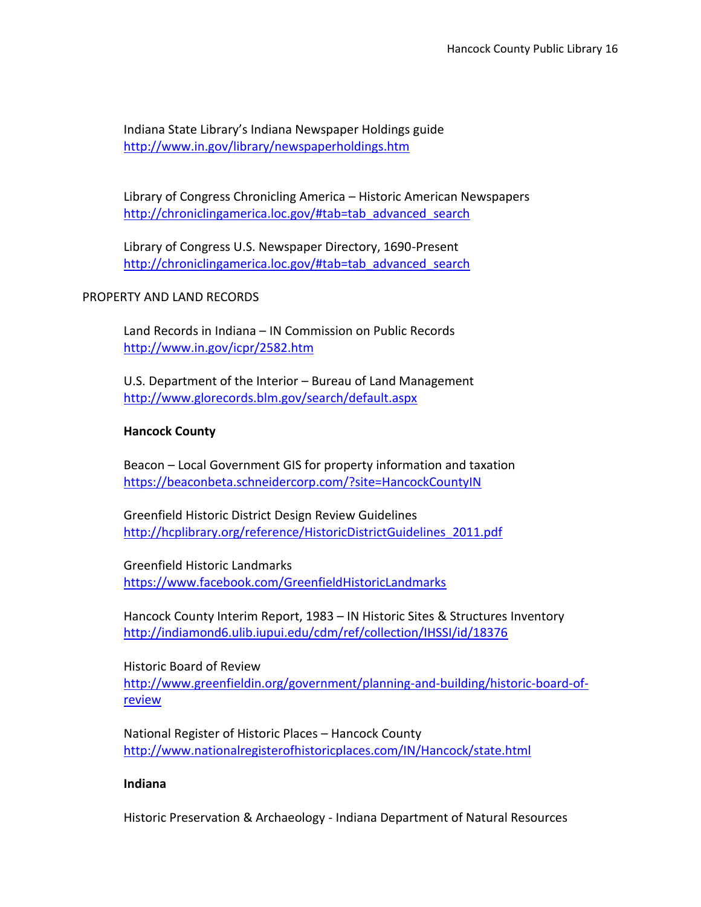Indiana State Library's Indiana Newspaper Holdings guide
http://www.in.gov/library/newspaperholdings.htm

Library of Congress Chronicling America – Historic American Newspapers
http://chroniclingamerica.loc.gov/#tab=tab_advanced_search

Library of Congress U.S. Newspaper Directory, 1690-Present
http://chroniclingamerica.loc.gov/#tab=tab_advanced_search

PROPERTY AND LAND RECORDS

Land Records in Indiana – IN Commission on Public Records
http://www.in.gov/icpr/2582.htm

U.S. Department of the Interior – Bureau of Land Management
http://www.glorecords.blm.gov/search/default.aspx

**Hancock County**

Beacon – Local Government GIS for property information and taxation
https://beaconbeta.schneidercorp.com/?site=HancockCountyIN

Greenfield Historic District Design Review Guidelines
http://hcplibrary.org/reference/HistoricDistrictGuidelines_2011.pdf

Greenfield Historic Landmarks
https://www.facebook.com/GreenfieldHistoricLandmarks

Hancock County Interim Report, 1983 – IN Historic Sites & Structures Inventory
http://indiamond6.ulib.iupui.edu/cdm/ref/collection/IHSSI/id/18376

Historic Board of Review
http://www.greenfieldin.org/government/planning-and-building/historic-board-of-review

National Register of Historic Places – Hancock County
http://www.nationalregisterofhistoricplaces.com/IN/Hancock/state.html

**Indiana**

Historic Preservation & Archaeology - Indiana Department of Natural Resources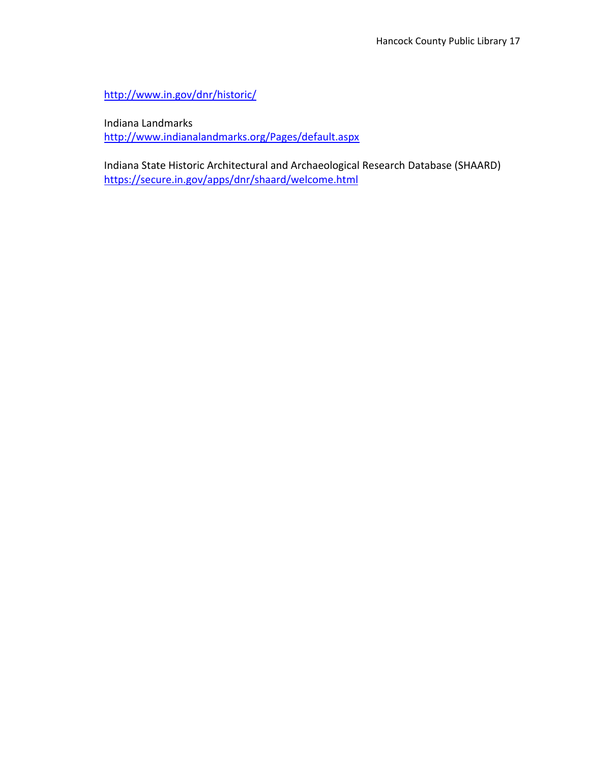http://www.in.gov/dnr/historic/

Indiana Landmarks
http://www.indianalandmarks.org/Pages/default.aspx

Indiana State Historic Architectural and Archaeological Research Database (SHAARD)
https://secure.in.gov/apps/dnr/shaard/welcome.html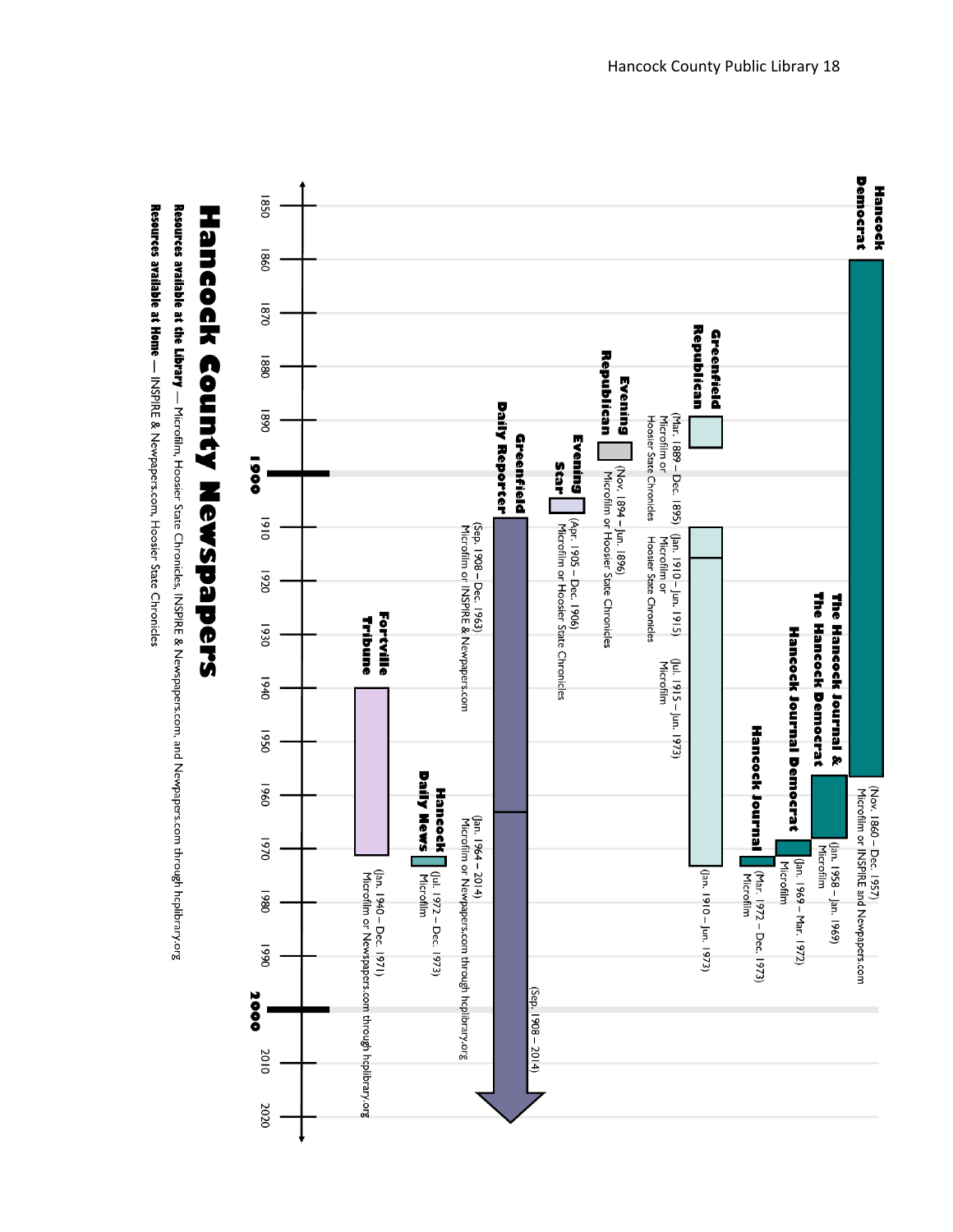# Hancock County Newspapers

**Resources available at the Library** — Microfilm, Hoosier State Chronicles, INSPIRE & Newspapers.com, and Newspapers.com through hcplibrary.org

**Resources available at Home** — INSPIRE & Newspapers.com, Hoosier State Chronicles

1850
1860
1870
1880
1890
1900
1910
1920
1930
1940
1950
1960
1970
1980
1990
2000
2010
2020

**Hancock Democrat**
(Nov. 1860 – Dec. 1957)
Microfilm or INSPIRE and Newspapers.com

**The Hancock Journal & The Hancock Democrat**
(Jan. 1958 – Jan. 1969)
Microfilm

**Hancock Journal Democrat**
(Jan. 1969 – Mar. 1972)
Microfilm

**Hancock Journal**
(Mar. 1972 – Dec. 1973)
Microfilm

**Greenfield Republican**
(Mar. 1889 – Dec. 1895)
Microfilm or
Hoosier State Chronicles

(Jan. 1910 – Jun. 1915)
Microfilm or
Hoosier State Chronicles

(Jul. 1915 – Jun. 1973)
Microfilm

(Jan. 1910 – Jun. 1973)

**Evening Republican**
(Nov. 1894 – Jun. 1896)
Microfilm or Hoosier State Chronicles

**Evening Star**
(Apr. 1905 – Dec. 1906)
Microfilm or Hoosier State Chronicles

**Greenfield Daily Reporter**
(Sep. 1908 – Dec. 1963)
Microfilm or INSPIRE & Newspapers.com

(Jan. 1964 – 2014)
Microfilm or Newspapers.com through hcplibrary.org

(Sep. 1908 – 2014)

**Hancock Daily News**
(Jul. 1972 – Dec. 1973)
Microfilm

**Fortville Tribune**
(Jan. 1940 – Dec. 1971)
Microfilm or Newspapers.com through hcplibrary.org